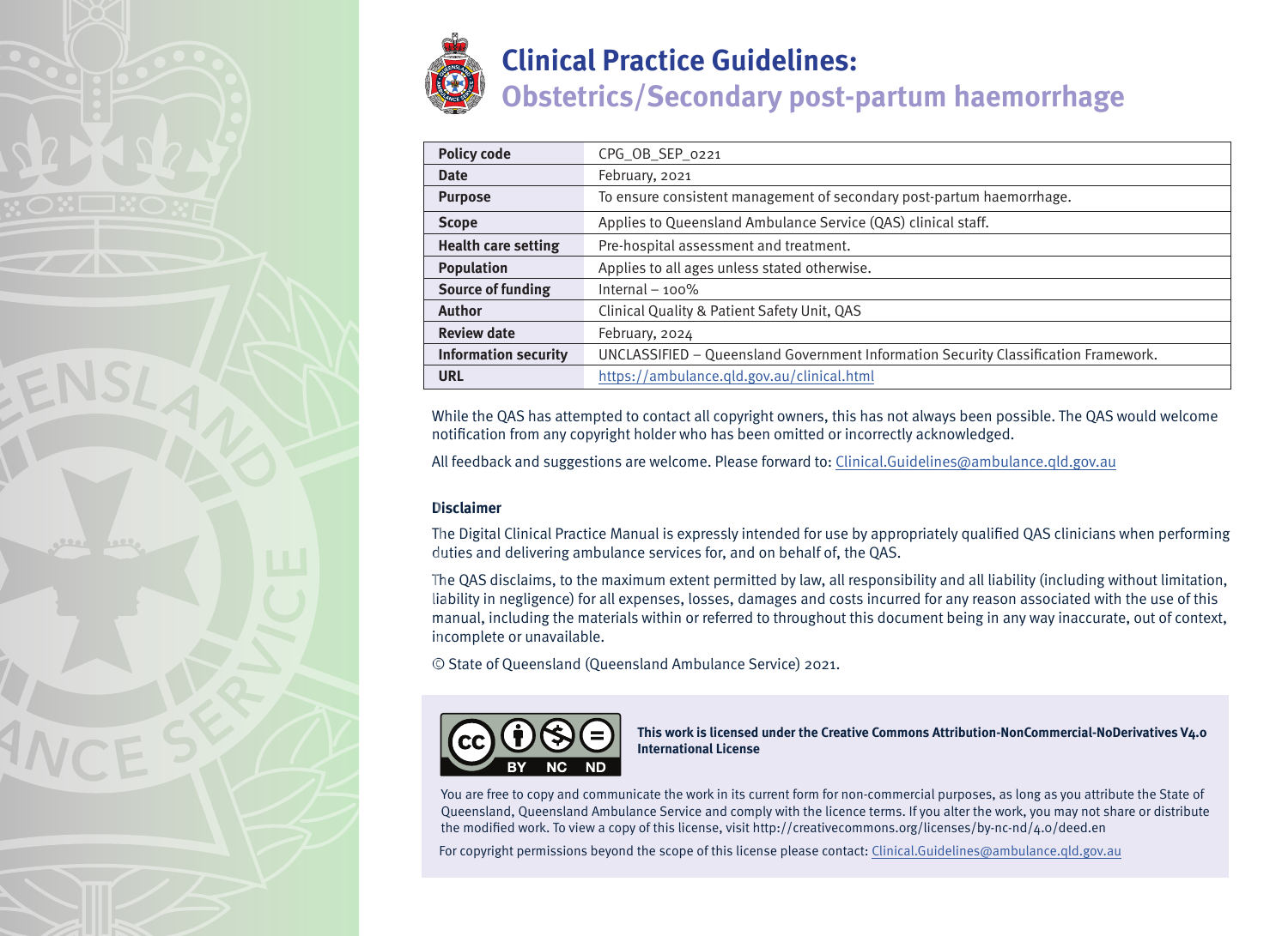# Clinical Practice Guidelines: Obstetrics/Secondary post-partum haemorrhage

| **Policy code** | CPG_OB_SEP_0221 |
|---|---|
| **Date** | February, 2021 |
| **Purpose** | To ensure consistent management of secondary post-partum haemorrhage. |
| **Scope** | Applies to Queensland Ambulance Service (QAS) clinical staff. |
| **Health care setting** | Pre-hospital assessment and treatment. |
| **Population** | Applies to all ages unless stated otherwise. |
| **Source of funding** | Internal – 100% |
| **Author** | Clinical Quality & Patient Safety Unit, QAS |
| **Review date** | February, 2024 |
| **Information security** | UNCLASSIFIED – Queensland Government Information Security Classification Framework. |
| **URL** | https://ambulance.qld.gov.au/clinical.html |

While the QAS has attempted to contact all copyright owners, this has not always been possible. The QAS would welcome notification from any copyright holder who has been omitted or incorrectly acknowledged.

All feedback and suggestions are welcome. Please forward to: Clinical.Guidelines@ambulance.qld.gov.au

**Disclaimer**

The Digital Clinical Practice Manual is expressly intended for use by appropriately qualified QAS clinicians when performing duties and delivering ambulance services for, and on behalf of, the QAS.

The QAS disclaims, to the maximum extent permitted by law, all responsibility and all liability (including without limitation, liability in negligence) for all expenses, losses, damages and costs incurred for any reason associated with the use of this manual, including the materials within or referred to throughout this document being in any way inaccurate, out of context, incomplete or unavailable.

© State of Queensland (Queensland Ambulance Service) 2021.

**This work is licensed under the Creative Commons Attribution-NonCommercial-NoDerivatives V4.0 International License**

You are free to copy and communicate the work in its current form for non-commercial purposes, as long as you attribute the State of Queensland, Queensland Ambulance Service and comply with the licence terms. If you alter the work, you may not share or distribute the modified work. To view a copy of this license, visit http://creativecommons.org/licenses/by-nc-nd/4.0/deed.en

For copyright permissions beyond the scope of this license please contact: Clinical.Guidelines@ambulance.qld.gov.au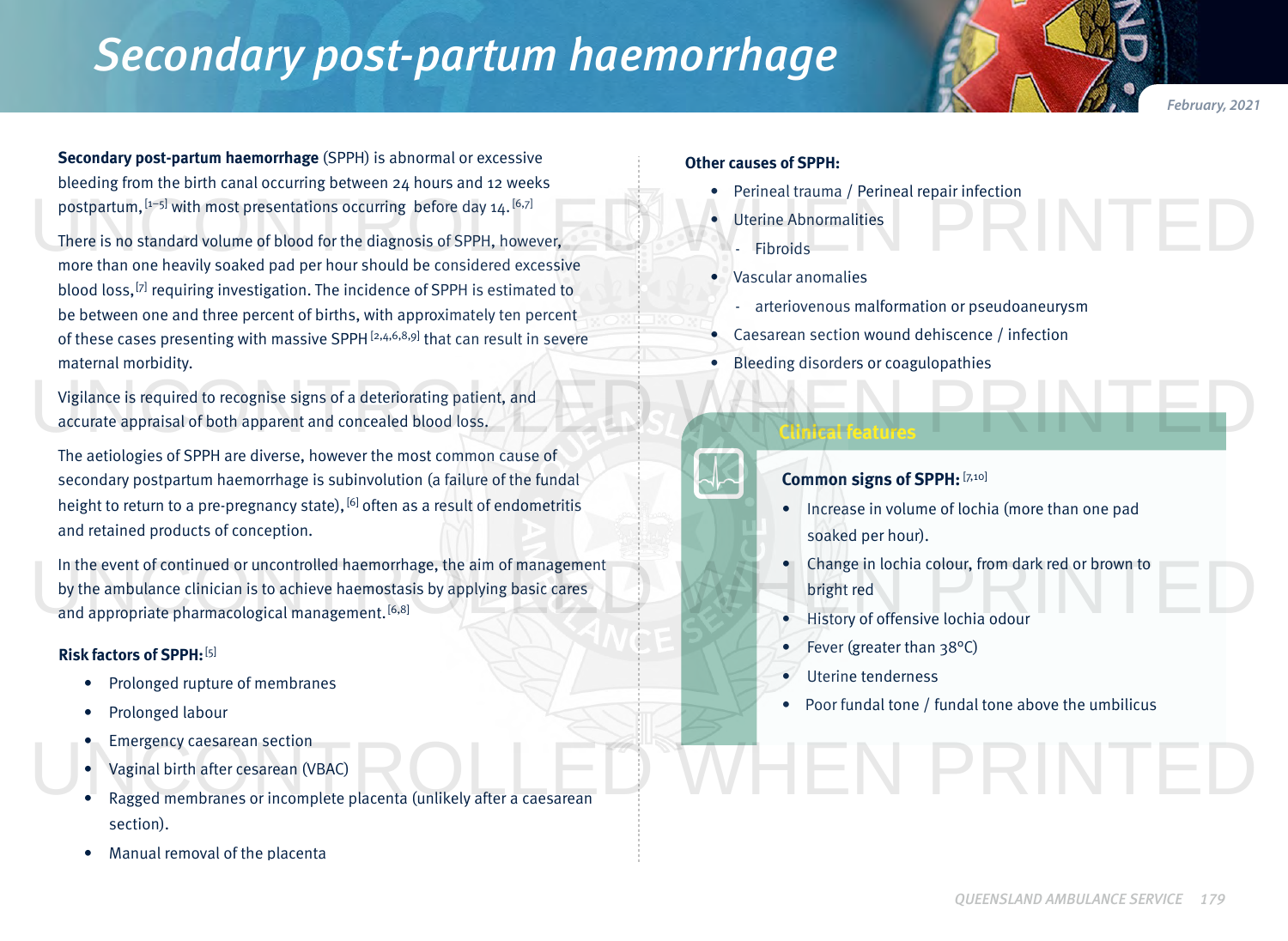# Secondary post-partum haemorrhage

February, 2021

**Secondary post-partum haemorrhage** (SPPH) is abnormal or excessive bleeding from the birth canal occurring between 24 hours and 12 weeks postpartum,[1–5] with most presentations occurring before day 14.[6,7]

There is no standard volume of blood for the diagnosis of SPPH, however, more than one heavily soaked pad per hour should be considered excessive blood loss,[7] requiring investigation. The incidence of SPPH is estimated to be between one and three percent of births, with approximately ten percent of these cases presenting with massive SPPH[2,4,6,8,9] that can result in severe maternal morbidity.

Vigilance is required to recognise signs of a deteriorating patient, and accurate appraisal of both apparent and concealed blood loss.

The aetiologies of SPPH are diverse, however the most common cause of secondary postpartum haemorrhage is subinvolution (a failure of the fundal height to return to a pre-pregnancy state),[6] often as a result of endometritis and retained products of conception.

In the event of continued or uncontrolled haemorrhage, the aim of management by the ambulance clinician is to achieve haemostasis by applying basic cares and appropriate pharmacological management.[6,8]

**Risk factors of SPPH:**[5]

- Prolonged rupture of membranes
- Prolonged labour
- Emergency caesarean section
- Vaginal birth after cesarean (VBAC)
- Ragged membranes or incomplete placenta (unlikely after a caesarean section).
- Manual removal of the placenta

**Other causes of SPPH:**

- Perineal trauma / Perineal repair infection
- Uterine Abnormalities
  - Fibroids
- Vascular anomalies
  - arteriovenous malformation or pseudoaneurysm
- Caesarean section wound dehiscence / infection
- Bleeding disorders or coagulopathies

## Clinical features

**Common signs of SPPH:**[7,10]

- Increase in volume of lochia (more than one pad soaked per hour).
- Change in lochia colour, from dark red or brown to bright red
- History of offensive lochia odour
- Fever (greater than 38°C)
- Uterine tenderness
- Poor fundal tone / fundal tone above the umbilicus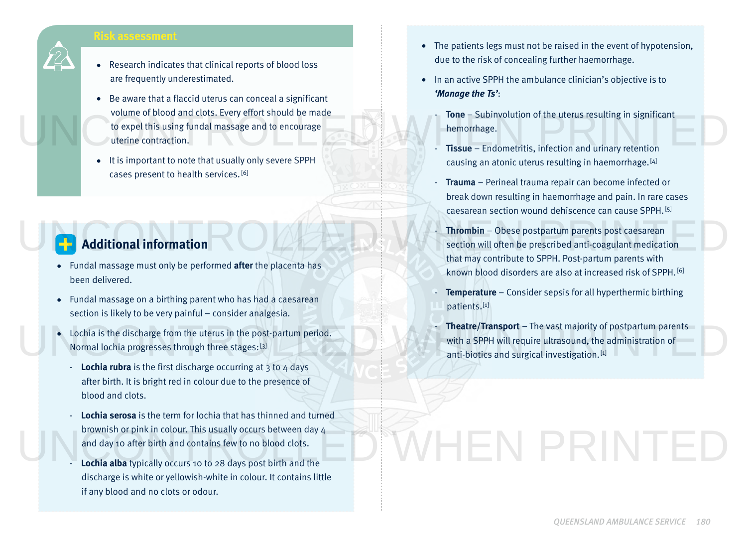## Risk assessment

- Research indicates that clinical reports of blood loss are frequently underestimated.
- Be aware that a flaccid uterus can conceal a significant volume of blood and clots. Every effort should be made to expel this using fundal massage and to encourage uterine contraction.
- It is important to note that usually only severe SPPH cases present to health services.[6]

## Additional information

- Fundal massage must only be performed **after** the placenta has been delivered.
- Fundal massage on a birthing parent who has had a caesarean section is likely to be very painful – consider analgesia.
- Lochia is the discharge from the uterus in the post-partum period. Normal lochia progresses through three stages:[3]
  - **Lochia rubra** is the first discharge occurring at 3 to 4 days after birth. It is bright red in colour due to the presence of blood and clots.
  - **Lochia serosa** is the term for lochia that has thinned and turned brownish or pink in colour. This usually occurs between day 4 and day 10 after birth and contains few to no blood clots.
  - **Lochia alba** typically occurs 10 to 28 days post birth and the discharge is white or yellowish-white in colour. It contains little if any blood and no clots or odour.
- The patients legs must not be raised in the event of hypotension, due to the risk of concealing further haemorrhage.
- In an active SPPH the ambulance clinician's objective is to ***'Manage the Ts'***:
  - **Tone** – Subinvolution of the uterus resulting in significant hemorrhage.
  - **Tissue** – Endometritis, infection and urinary retention causing an atonic uterus resulting in haemorrhage.[4]
  - **Trauma** – Perineal trauma repair can become infected or break down resulting in haemorrhage and pain. In rare cases caesarean section wound dehiscence can cause SPPH.[5]
  - **Thrombin** – Obese postpartum parents post caesarean section will often be prescribed anti-coagulant medication that may contribute to SPPH. Post-partum parents with known blood disorders are also at increased risk of SPPH.[6]
  - **Temperature** – Consider sepsis for all hyperthermic birthing patients.[1]
  - **Theatre/Transport** – The vast majority of postpartum parents with a SPPH will require ultrasound, the administration of anti-biotics and surgical investigation.[1]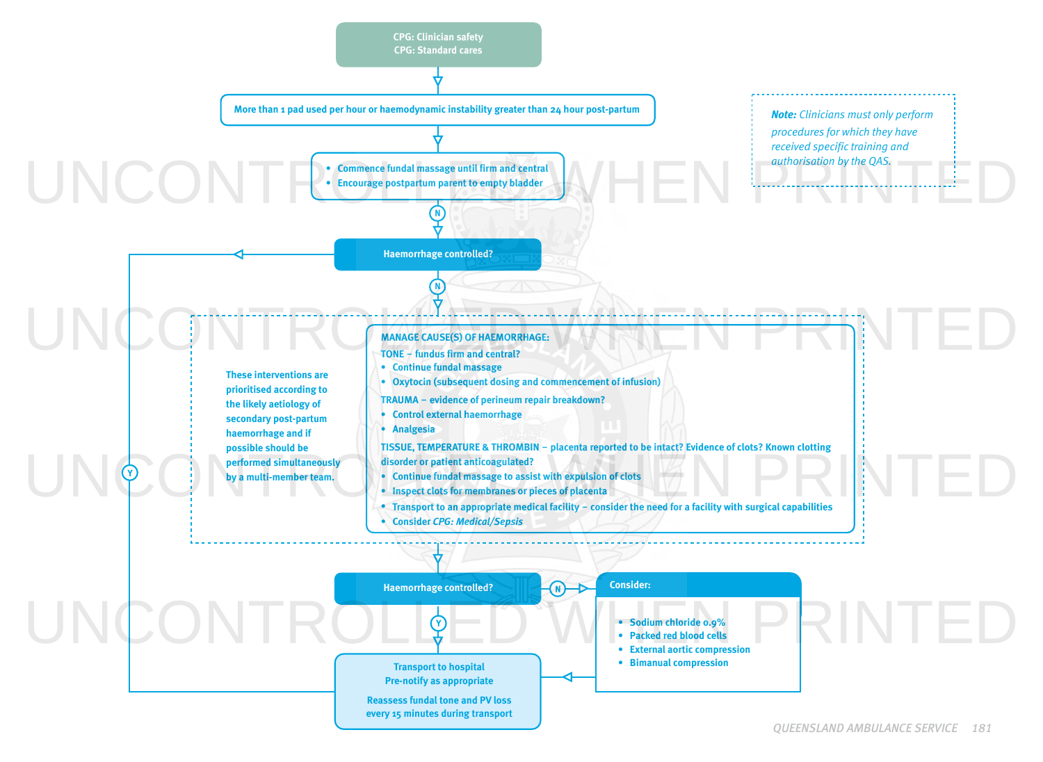CPG: Clinician safety
CPG: Standard cares

More than 1 pad used per hour or haemodynamic instability greater than 24 hour post-partum

- Commence fundal massage until firm and central
- Encourage postpartum parent to empty bladder

N

**Haemorrhage controlled?**

N

These interventions are prioritised according to the likely aetiology of secondary post-partum haemorrhage and if possible should be performed simultaneously by a multi-member team.

MANAGE CAUSE(S) OF HAEMORRHAGE:

TONE – fundus firm and central?

- Continue fundal massage
- Oxytocin (subsequent dosing and commencement of infusion)

TRAUMA – evidence of perineum repair breakdown?

- Control external haemorrhage
- Analgesia

TISSUE, TEMPERATURE & THROMBIN – placenta reported to be intact? Evidence of clots? Known clotting disorder or patient anticoagulated?

- Continue fundal massage to assist with expulsion of clots
- Inspect clots for membranes or pieces of placenta
- Transport to an appropriate medical facility – consider the need for a facility with surgical capabilities
- Consider *CPG: Medical/Sepsis*

**Haemorrhage controlled?**

N

Consider:

- Sodium chloride 0.9%
- Packed red blood cells
- External aortic compression
- Bimanual compression

Y

Transport to hospital
Pre-notify as appropriate

Reassess fundal tone and PV loss every 15 minutes during transport

*Note: Clinicians must only perform procedures for which they have received specific training and authorisation by the QAS.*